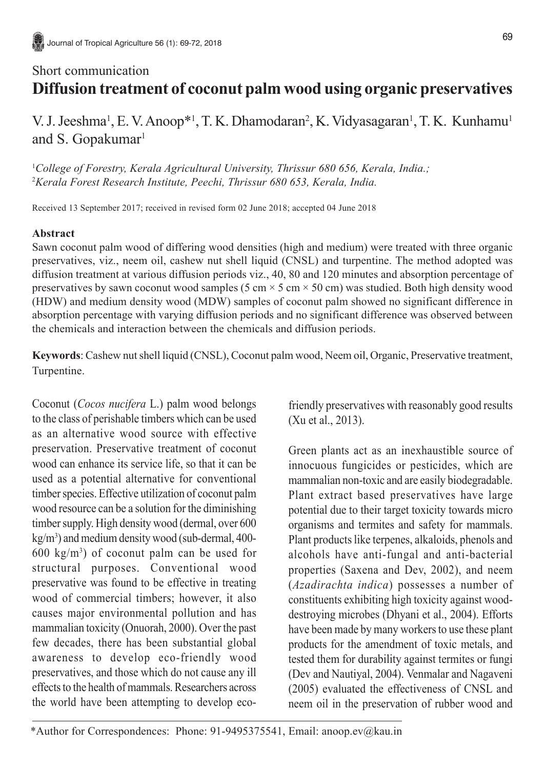Short communication

# Diffusion treatment of coconut palm wood using organic preservatives

V. J. Jeeshma[1], E. V. Anoop*[1], T. K. Dhamodaran[2], K. Vidyasagaran[1], T. K. Kunhamu[1] and S. Gopakumar[1]

[1]*College of Forestry, Kerala Agricultural University, Thrissur 680 656, Kerala, India.;*
[2]*Kerala Forest Research Institute, Peechi, Thrissur 680 653, Kerala, India.*

Received 13 September 2017; received in revised form 02 June 2018; accepted 04 June 2018

**Abstract**

Sawn coconut palm wood of differing wood densities (high and medium) were treated with three organic preservatives, viz., neem oil, cashew nut shell liquid (CNSL) and turpentine. The method adopted was diffusion treatment at various diffusion periods viz., 40, 80 and 120 minutes and absorption percentage of preservatives by sawn coconut wood samples (5 cm × 5 cm × 50 cm) was studied. Both high density wood (HDW) and medium density wood (MDW) samples of coconut palm showed no significant difference in absorption percentage with varying diffusion periods and no significant difference was observed between the chemicals and interaction between the chemicals and diffusion periods.

**Keywords**: Cashew nut shell liquid (CNSL), Coconut palm wood, Neem oil, Organic, Preservative treatment, Turpentine.

Coconut (*Cocos nucifera* L.) palm wood belongs to the class of perishable timbers which can be used as an alternative wood source with effective preservation. Preservative treatment of coconut wood can enhance its service life, so that it can be used as a potential alternative for conventional timber species. Effective utilization of coconut palm wood resource can be a solution for the diminishing timber supply. High density wood (dermal, over 600 kg/m$^3$) and medium density wood (sub-dermal, 400-600 kg/m$^3$) of coconut palm can be used for structural purposes. Conventional wood preservative was found to be effective in treating wood of commercial timbers; however, it also causes major environmental pollution and has mammalian toxicity (Onuorah, 2000). Over the past few decades, there has been substantial global awareness to develop eco-friendly wood preservatives, and those which do not cause any ill effects to the health of mammals. Researchers across the world have been attempting to develop eco-friendly preservatives with reasonably good results (Xu et al., 2013).

Green plants act as an inexhaustible source of innocuous fungicides or pesticides, which are mammalian non-toxic and are easily biodegradable. Plant extract based preservatives have large potential due to their target toxicity towards micro organisms and termites and safety for mammals. Plant products like terpenes, alkaloids, phenols and alcohols have anti-fungal and anti-bacterial properties (Saxena and Dev, 2002), and neem (*Azadirachta indica*) possesses a number of constituents exhibiting high toxicity against wood-destroying microbes (Dhyani et al., 2004). Efforts have been made by many workers to use these plant products for the amendment of toxic metals, and tested them for durability against termites or fungi (Dev and Nautiyal, 2004). Venmalar and Nagaveni (2005) evaluated the effectiveness of CNSL and neem oil in the preservation of rubber wood and

*Author for Correspondences: Phone: 91-9495375541, Email: anoop.ev@kau.in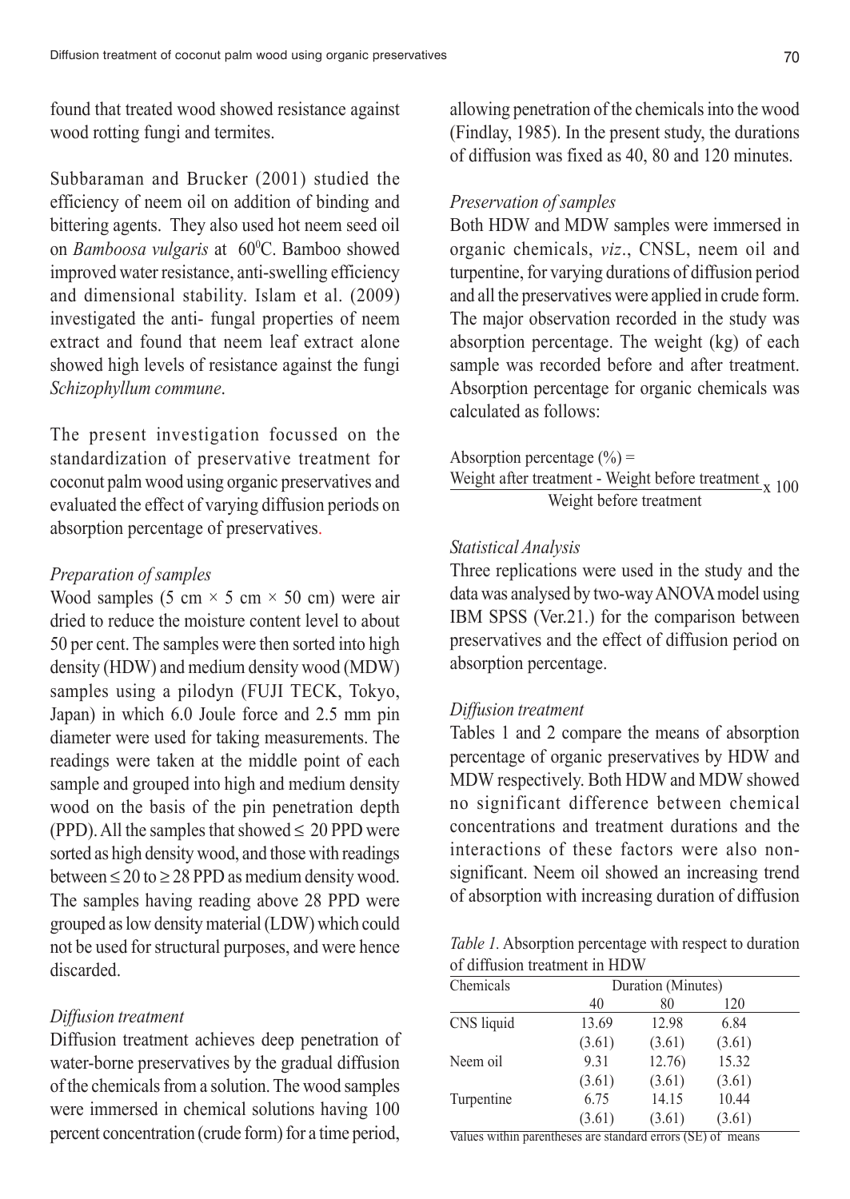found that treated wood showed resistance against wood rotting fungi and termites.

Subbaraman and Brucker (2001) studied the efficiency of neem oil on addition of binding and bittering agents. They also used hot neem seed oil on *Bamboosa vulgaris* at $60^0$C. Bamboo showed improved water resistance, anti-swelling efficiency and dimensional stability. Islam et al. (2009) investigated the anti- fungal properties of neem extract and found that neem leaf extract alone showed high levels of resistance against the fungi *Schizophyllum commune*.

The present investigation focussed on the standardization of preservative treatment for coconut palm wood using organic preservatives and evaluated the effect of varying diffusion periods on absorption percentage of preservatives.

### *Preparation of samples*

Wood samples (5 cm × 5 cm × 50 cm) were air dried to reduce the moisture content level to about 50 per cent. The samples were then sorted into high density (HDW) and medium density wood (MDW) samples using a pilodyn (FUJI TECK, Tokyo, Japan) in which 6.0 Joule force and 2.5 mm pin diameter were used for taking measurements. The readings were taken at the middle point of each sample and grouped into high and medium density wood on the basis of the pin penetration depth (PPD). All the samples that showed ≤ 20 PPD were sorted as high density wood, and those with readings between ≤ 20 to ≥ 28 PPD as medium density wood. The samples having reading above 28 PPD were grouped as low density material (LDW) which could not be used for structural purposes, and were hence discarded.

### *Diffusion treatment*

Diffusion treatment achieves deep penetration of water-borne preservatives by the gradual diffusion of the chemicals from a solution. The wood samples were immersed in chemical solutions having 100 percent concentration (crude form) for a time period, allowing penetration of the chemicals into the wood (Findlay, 1985). In the present study, the durations of diffusion was fixed as 40, 80 and 120 minutes.

### *Preservation of samples*

Both HDW and MDW samples were immersed in organic chemicals, *viz*., CNSL, neem oil and turpentine, for varying durations of diffusion period and all the preservatives were applied in crude form. The major observation recorded in the study was absorption percentage. The weight (kg) of each sample was recorded before and after treatment. Absorption percentage for organic chemicals was calculated as follows:

$$\text{Absorption percentage (\%)} = \frac{\text{Weight after treatment - Weight before treatment}}{\text{Weight before treatment}} \times 100$$

### *Statistical Analysis*

Three replications were used in the study and the data was analysed by two-way ANOVA model using IBM SPSS (Ver.21.) for the comparison between preservatives and the effect of diffusion period on absorption percentage.

### *Diffusion treatment*

Tables 1 and 2 compare the means of absorption percentage of organic preservatives by HDW and MDW respectively. Both HDW and MDW showed no significant difference between chemical concentrations and treatment durations and the interactions of these factors were also non-significant. Neem oil showed an increasing trend of absorption with increasing duration of diffusion

*Table 1.* Absorption percentage with respect to duration of diffusion treatment in HDW

| Chemicals | Duration (Minutes) | | |
|---|---|---|---|
| | 40 | 80 | 120 |
| CNS liquid | 13.69 | 12.98 | 6.84 |
| | (3.61) | (3.61) | (3.61) |
| Neem oil | 9.31 | 12.76) | 15.32 |
| | (3.61) | (3.61) | (3.61) |
| Turpentine | 6.75 | 14.15 | 10.44 |
| | (3.61) | (3.61) | (3.61) |

Values within parentheses are standard errors (SE) of means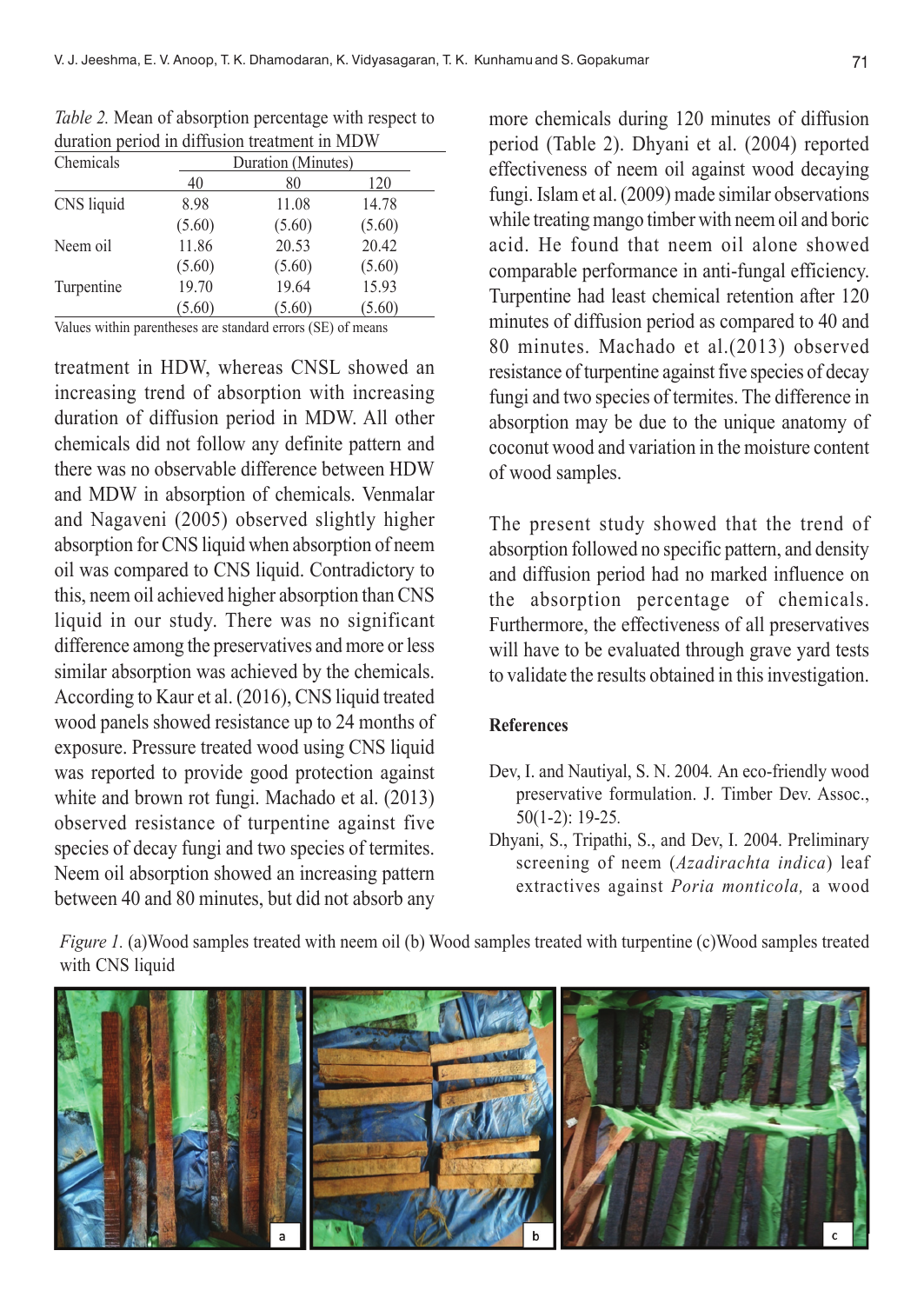*Table 2.* Mean of absorption percentage with respect to duration period in diffusion treatment in MDW

| Chemicals | Duration (Minutes) | | |
|---|---|---|---|
| | 40 | 80 | 120 |
| CNS liquid | 8.98 | 11.08 | 14.78 |
| | (5.60) | (5.60) | (5.60) |
| Neem oil | 11.86 | 20.53 | 20.42 |
| | (5.60) | (5.60) | (5.60) |
| Turpentine | 19.70 | 19.64 | 15.93 |
| | (5.60) | (5.60) | (5.60) |

Values within parentheses are standard errors (SE) of means

treatment in HDW, whereas CNSL showed an increasing trend of absorption with increasing duration of diffusion period in MDW. All other chemicals did not follow any definite pattern and there was no observable difference between HDW and MDW in absorption of chemicals. Venmalar and Nagaveni (2005) observed slightly higher absorption for CNS liquid when absorption of neem oil was compared to CNS liquid. Contradictory to this, neem oil achieved higher absorption than CNS liquid in our study. There was no significant difference among the preservatives and more or less similar absorption was achieved by the chemicals. According to Kaur et al. (2016), CNS liquid treated wood panels showed resistance up to 24 months of exposure. Pressure treated wood using CNS liquid was reported to provide good protection against white and brown rot fungi. Machado et al. (2013) observed resistance of turpentine against five species of decay fungi and two species of termites. Neem oil absorption showed an increasing pattern between 40 and 80 minutes, but did not absorb any more chemicals during 120 minutes of diffusion period (Table 2). Dhyani et al. (2004) reported effectiveness of neem oil against wood decaying fungi. Islam et al. (2009) made similar observations while treating mango timber with neem oil and boric acid. He found that neem oil alone showed comparable performance in anti-fungal efficiency. Turpentine had least chemical retention after 120 minutes of diffusion period as compared to 40 and 80 minutes. Machado et al.(2013) observed resistance of turpentine against five species of decay fungi and two species of termites. The difference in absorption may be due to the unique anatomy of coconut wood and variation in the moisture content of wood samples.

The present study showed that the trend of absorption followed no specific pattern, and density and diffusion period had no marked influence on the absorption percentage of chemicals. Furthermore, the effectiveness of all preservatives will have to be evaluated through grave yard tests to validate the results obtained in this investigation.

## References

Dev, I. and Nautiyal, S. N. 2004. An eco-friendly wood preservative formulation. J. Timber Dev. Assoc., 50(1-2): 19-25.

Dhyani, S., Tripathi, S., and Dev, I. 2004. Preliminary screening of neem (*Azadirachta indica*) leaf extractives against *Poria monticola,* a wood

*Figure 1.* (a)Wood samples treated with neem oil (b) Wood samples treated with turpentine (c)Wood samples treated with CNS liquid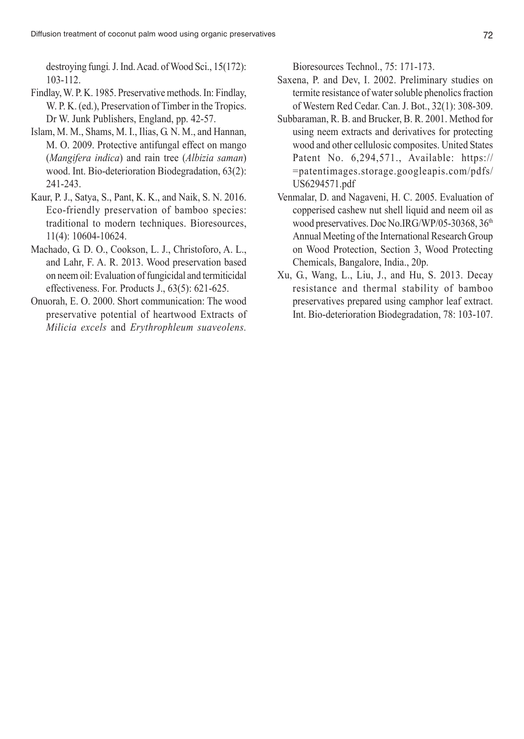destroying fungi. J. Ind. Acad. of Wood Sci., 15(172): 103-112.

Findlay, W. P. K. 1985. Preservative methods. In: Findlay, W. P. K. (ed.), Preservation of Timber in the Tropics. Dr W. Junk Publishers, England, pp. 42-57.

Islam, M. M., Shams, M. I., Ilias, G. N. M., and Hannan, M. O. 2009. Protective antifungal effect on mango (*Mangifera indica*) and rain tree (*Albizia saman*) wood. Int. Bio-deterioration Biodegradation, 63(2): 241-243.

Kaur, P. J., Satya, S., Pant, K. K., and Naik, S. N. 2016. Eco-friendly preservation of bamboo species: traditional to modern techniques. Bioresources, 11(4): 10604-10624.

Machado, G. D. O., Cookson, L. J., Christoforo, A. L., and Lahr, F. A. R. 2013. Wood preservation based on neem oil: Evaluation of fungicidal and termiticidal effectiveness. For. Products J., 63(5): 621-625.

Onuorah, E. O. 2000. Short communication: The wood preservative potential of heartwood Extracts of *Milicia excels* and *Erythrophleum suaveolens*. Bioresources Technol., 75: 171-173.

Saxena, P. and Dev, I. 2002. Preliminary studies on termite resistance of water soluble phenolics fraction of Western Red Cedar. Can. J. Bot., 32(1): 308-309.

Subbaraman, R. B. and Brucker, B. R. 2001. Method for using neem extracts and derivatives for protecting wood and other cellulosic composites. United States Patent No. 6,294,571., Available: https:// =patentimages.storage.googleapis.com/pdfs/ US6294571.pdf

Venmalar, D. and Nagaveni, H. C. 2005. Evaluation of copperised cashew nut shell liquid and neem oil as wood preservatives. Doc No.IRG/WP/05-30368, 36th Annual Meeting of the International Research Group on Wood Protection, Section 3, Wood Protecting Chemicals, Bangalore, India., 20p.

Xu, G., Wang, L., Liu, J., and Hu, S. 2013. Decay resistance and thermal stability of bamboo preservatives prepared using camphor leaf extract. Int. Bio-deterioration Biodegradation, 78: 103-107.